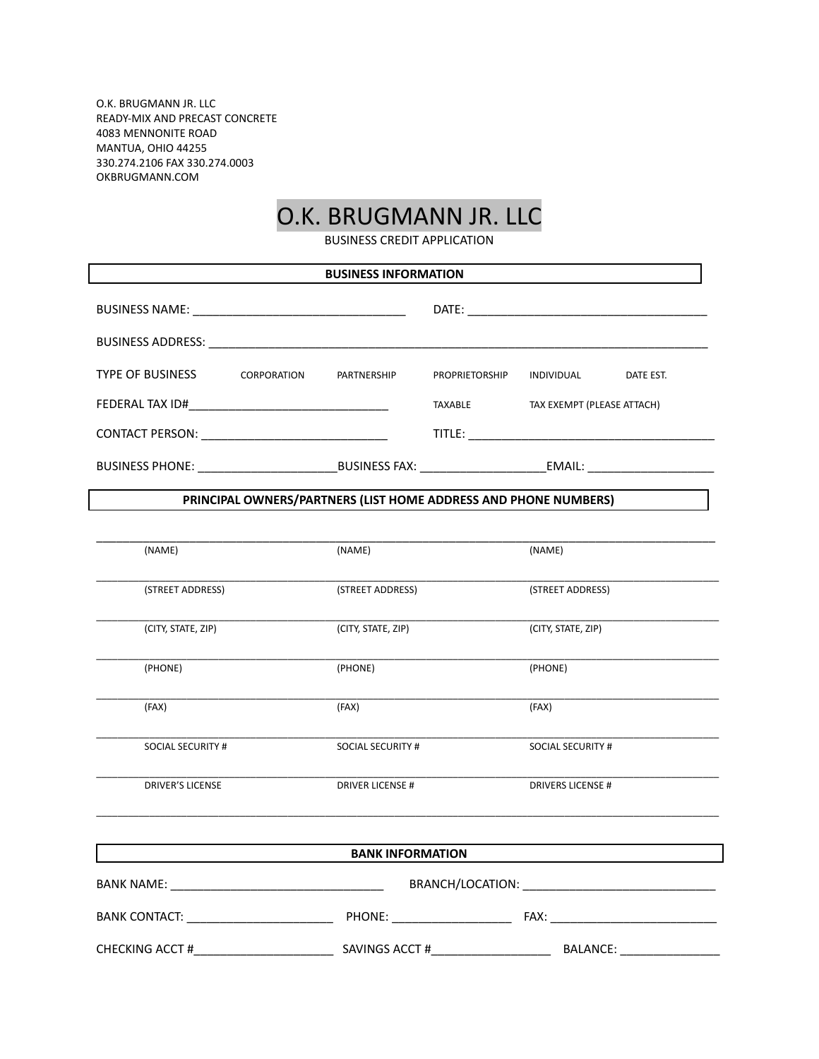O.K. BRUGMANN JR. LLC
READY-MIX AND PRECAST CONCRETE
4083 MENNONITE ROAD
MANTUA, OHIO 44255
330.274.2106 FAX 330.274.0003
OKBRUGMANN.COM

# O.K. BRUGMANN JR. LLC

BUSINESS CREDIT APPLICATION

## BUSINESS INFORMATION

BUSINESS NAME: ________________________________ DATE: ____________________________________

BUSINESS ADDRESS: ___________________________________________________________________________

TYPE OF BUSINESS CORPORATION PARTNERSHIP PROPRIETORSHIP INDIVIDUAL DATE EST.

FEDERAL TAX ID#______________________________ TAXABLE TAX EXEMPT (PLEASE ATTACH)

CONTACT PERSON: ____________________________ TITLE: _____________________________________

BUSINESS PHONE: _____________________BUSINESS FAX: ___________________EMAIL: ___________________

## PRINCIPAL OWNERS/PARTNERS (LIST HOME ADDRESS AND PHONE NUMBERS)

| | | |
|---|---|---|
| (NAME) | (NAME) | (NAME) |
| (STREET ADDRESS) | (STREET ADDRESS) | (STREET ADDRESS) |
| (CITY, STATE, ZIP) | (CITY, STATE, ZIP) | (CITY, STATE, ZIP) |
| (PHONE) | (PHONE) | (PHONE) |
| (FAX) | (FAX) | (FAX) |
| SOCIAL SECURITY # | SOCIAL SECURITY # | SOCIAL SECURITY # |
| DRIVER'S LICENSE | DRIVER LICENSE # | DRIVERS LICENSE # |

## BANK INFORMATION

BANK NAME: _______________________________ BRANCH/LOCATION: _____________________________

BANK CONTACT: ______________________ PHONE: __________________ FAX: _________________________

CHECKING ACCT #_____________________ SAVINGS ACCT #__________________ BALANCE: _______________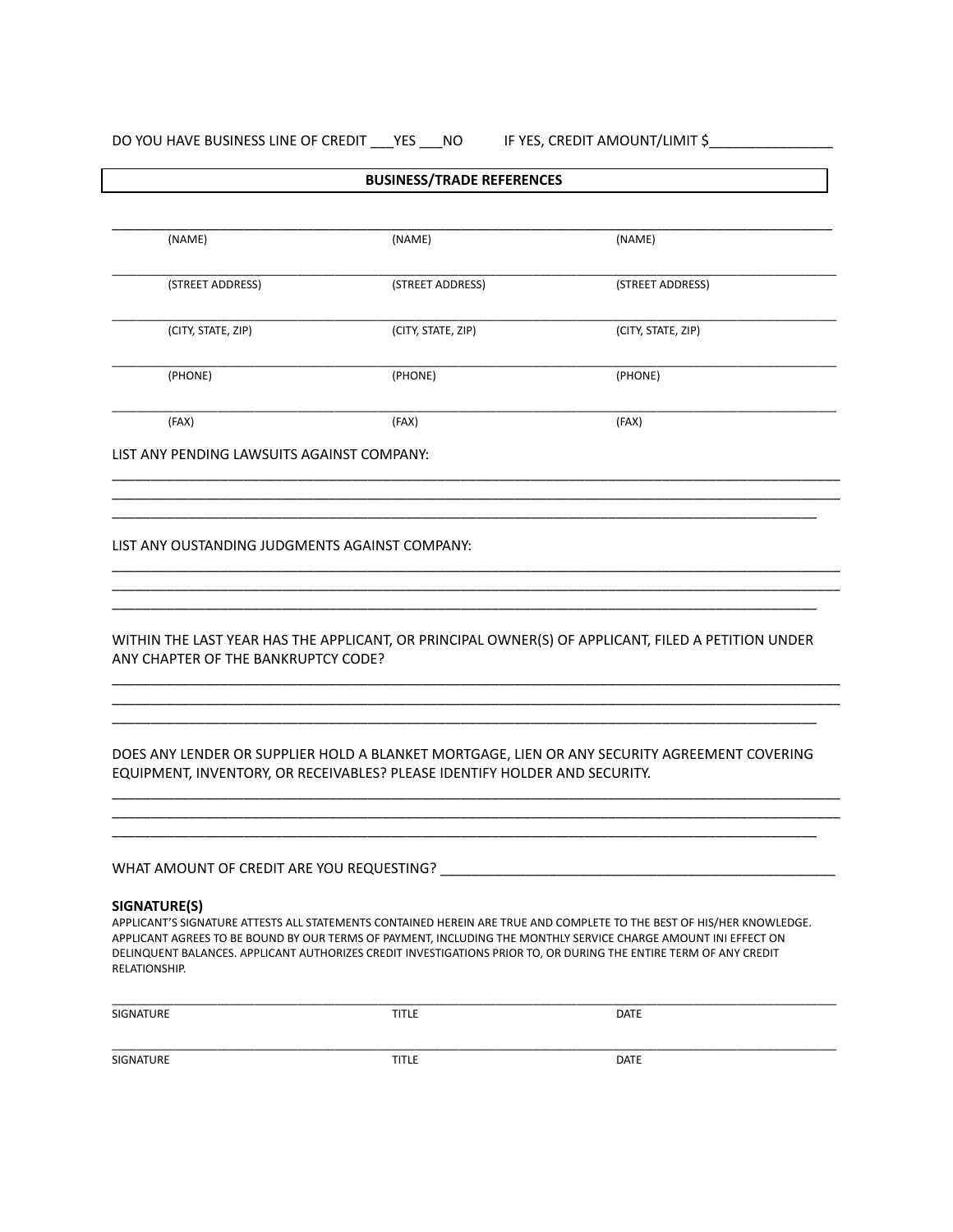DO YOU HAVE BUSINESS LINE OF CREDIT ___YES ___NO IF YES, CREDIT AMOUNT/LIMIT $________________

**BUSINESS/TRADE REFERENCES**

| | | |
|---|---|---|
| (NAME) | (NAME) | (NAME) |
| (STREET ADDRESS) | (STREET ADDRESS) | (STREET ADDRESS) |
| (CITY, STATE, ZIP) | (CITY, STATE, ZIP) | (CITY, STATE, ZIP) |
| (PHONE) | (PHONE) | (PHONE) |
| (FAX) | (FAX) | (FAX) |

LIST ANY PENDING LAWSUITS AGAINST COMPANY:

______________________________________________________________________________________
______________________________________________________________________________________
______________________________________________________________________________________

LIST ANY OUSTANDING JUDGMENTS AGAINST COMPANY:

______________________________________________________________________________________
______________________________________________________________________________________
______________________________________________________________________________________

WITHIN THE LAST YEAR HAS THE APPLICANT, OR PRINCIPAL OWNER(S) OF APPLICANT, FILED A PETITION UNDER ANY CHAPTER OF THE BANKRUPTCY CODE?

______________________________________________________________________________________
______________________________________________________________________________________
______________________________________________________________________________________

DOES ANY LENDER OR SUPPLIER HOLD A BLANKET MORTGAGE, LIEN OR ANY SECURITY AGREEMENT COVERING EQUIPMENT, INVENTORY, OR RECEIVABLES? PLEASE IDENTIFY HOLDER AND SECURITY.

______________________________________________________________________________________
______________________________________________________________________________________
______________________________________________________________________________________

WHAT AMOUNT OF CREDIT ARE YOU REQUESTING? ____________________________________________________

**SIGNATURE(S)**

APPLICANT'S SIGNATURE ATTESTS ALL STATEMENTS CONTAINED HEREIN ARE TRUE AND COMPLETE TO THE BEST OF HIS/HER KNOWLEDGE. APPLICANT AGREES TO BE BOUND BY OUR TERMS OF PAYMENT, INCLUDING THE MONTHLY SERVICE CHARGE AMOUNT INI EFFECT ON DELINQUENT BALANCES. APPLICANT AUTHORIZES CREDIT INVESTIGATIONS PRIOR TO, OR DURING THE ENTIRE TERM OF ANY CREDIT RELATIONSHIP.

| | | |
|---|---|---|
| SIGNATURE | TITLE | DATE |
| SIGNATURE | TITLE | DATE |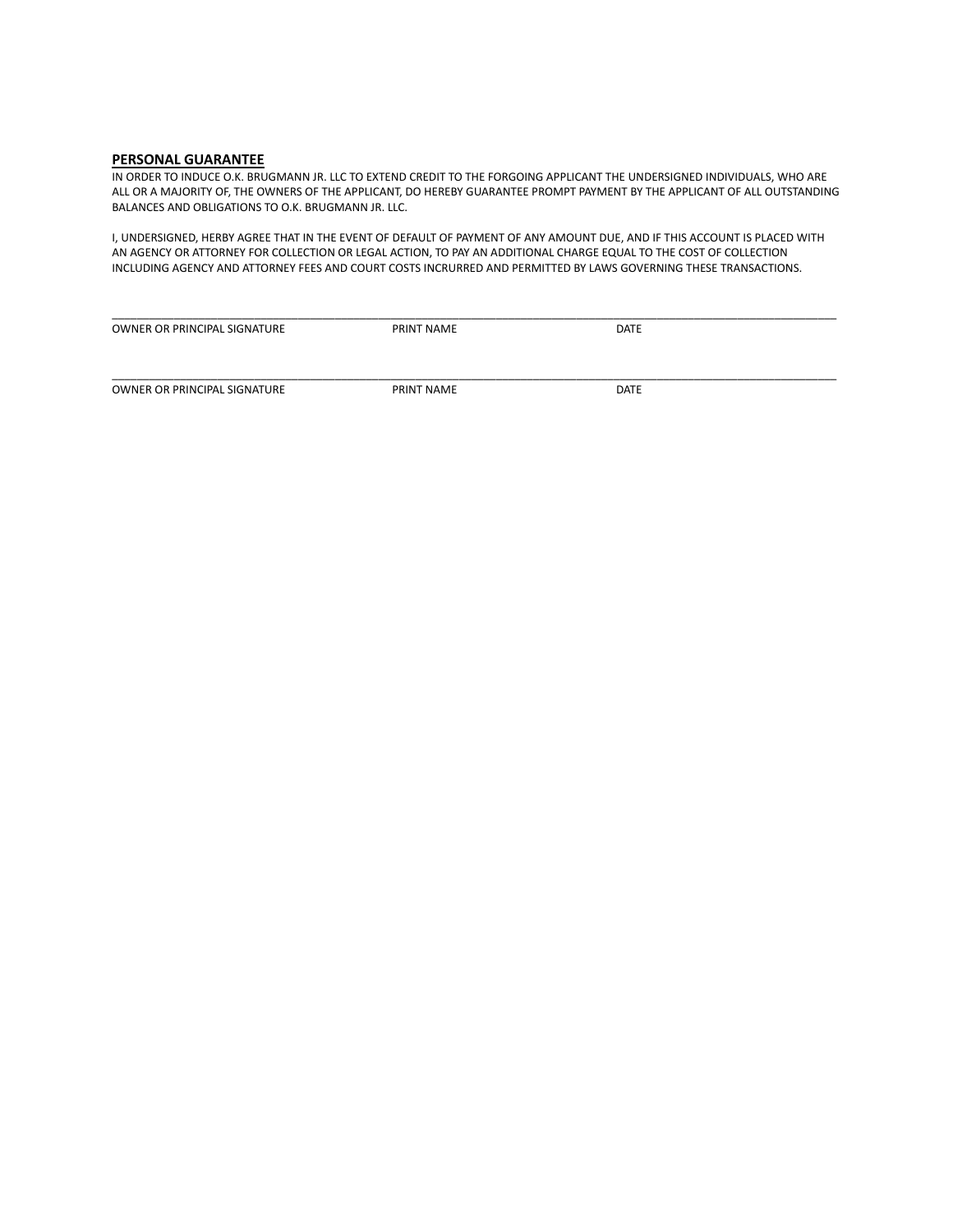## PERSONAL GUARANTEE

IN ORDER TO INDUCE O.K. BRUGMANN JR. LLC TO EXTEND CREDIT TO THE FORGOING APPLICANT THE UNDERSIGNED INDIVIDUALS, WHO ARE ALL OR A MAJORITY OF, THE OWNERS OF THE APPLICANT, DO HEREBY GUARANTEE PROMPT PAYMENT BY THE APPLICANT OF ALL OUTSTANDING BALANCES AND OBLIGATIONS TO O.K. BRUGMANN JR. LLC.

I, UNDERSIGNED, HERBY AGREE THAT IN THE EVENT OF DEFAULT OF PAYMENT OF ANY AMOUNT DUE, AND IF THIS ACCOUNT IS PLACED WITH AN AGENCY OR ATTORNEY FOR COLLECTION OR LEGAL ACTION, TO PAY AN ADDITIONAL CHARGE EQUAL TO THE COST OF COLLECTION INCLUDING AGENCY AND ATTORNEY FEES AND COURT COSTS INCRURRED AND PERMITTED BY LAWS GOVERNING THESE TRANSACTIONS.

_______________________________________________________________________________________________

OWNER OR PRINCIPAL SIGNATURE          PRINT NAME          DATE

_______________________________________________________________________________________________

OWNER OR PRINCIPAL SIGNATURE          PRINT NAME          DATE